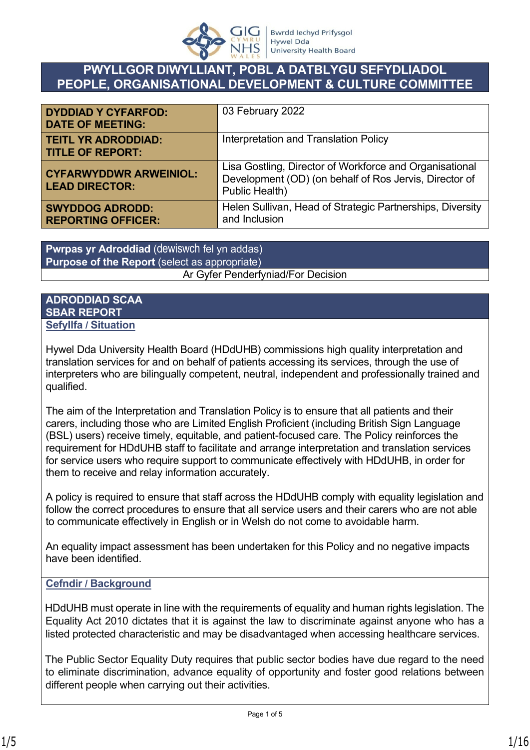# PWYLLGOR DIWYLLIANT, POBL A DATBLYGU SEFYDLIADOL
# PEOPLE, ORGANISATIONAL DEVELOPMENT & CULTURE COMMITTEE

| | |
|---|---|
| **DYDDIAD Y CYFARFOD: DATE OF MEETING:** | 03 February 2022 |
| **TEITL YR ADRODDIAD: TITLE OF REPORT:** | Interpretation and Translation Policy |
| **CYFARWYDDWR ARWEINIOL: LEAD DIRECTOR:** | Lisa Gostling, Director of Workforce and Organisational Development (OD) (on behalf of Ros Jervis, Director of Public Health) |
| **SWYDDOG ADRODD: REPORTING OFFICER:** | Helen Sullivan, Head of Strategic Partnerships, Diversity and Inclusion |

| **Pwrpas yr Adroddiad** (dewiswch fel yn addas) **Purpose of the Report** (select as appropriate) |
|---|
| Ar Gyfer Penderfyniad/For Decision |

## ADRODDIAD SCAA SBAR REPORT

### Sefyllfa / Situation

Hywel Dda University Health Board (HDdUHB) commissions high quality interpretation and translation services for and on behalf of patients accessing its services, through the use of interpreters who are bilingually competent, neutral, independent and professionally trained and qualified.

The aim of the Interpretation and Translation Policy is to ensure that all patients and their carers, including those who are Limited English Proficient (including British Sign Language (BSL) users) receive timely, equitable, and patient-focused care. The Policy reinforces the requirement for HDdUHB staff to facilitate and arrange interpretation and translation services for service users who require support to communicate effectively with HDdUHB, in order for them to receive and relay information accurately.

A policy is required to ensure that staff across the HDdUHB comply with equality legislation and follow the correct procedures to ensure that all service users and their carers who are not able to communicate effectively in English or in Welsh do not come to avoidable harm.

An equality impact assessment has been undertaken for this Policy and no negative impacts have been identified.

### Cefndir / Background

HDdUHB must operate in line with the requirements of equality and human rights legislation. The Equality Act 2010 dictates that it is against the law to discriminate against anyone who has a listed protected characteristic and may be disadvantaged when accessing healthcare services.

The Public Sector Equality Duty requires that public sector bodies have due regard to the need to eliminate discrimination, advance equality of opportunity and foster good relations between different people when carrying out their activities.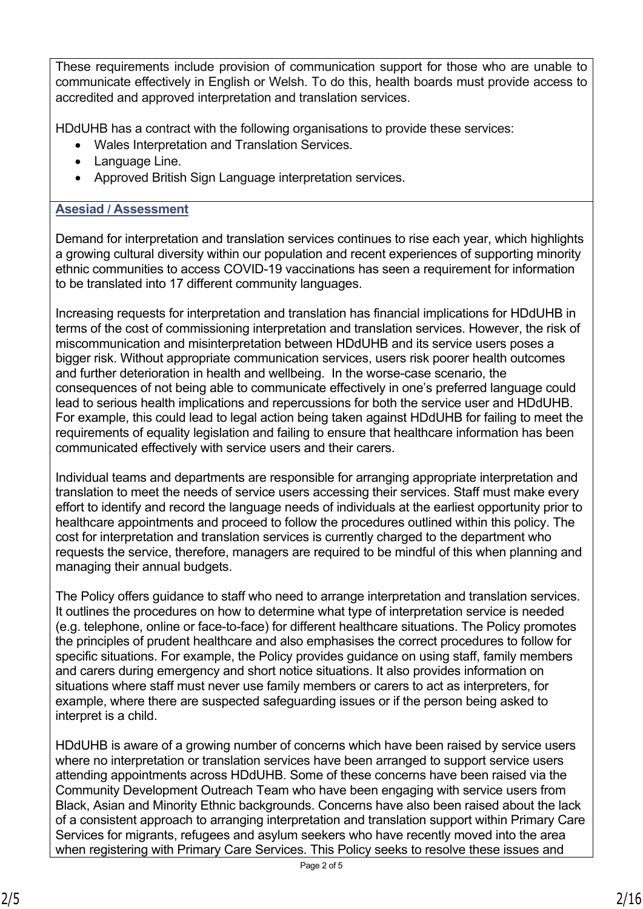These requirements include provision of communication support for those who are unable to communicate effectively in English or Welsh. To do this, health boards must provide access to accredited and approved interpretation and translation services.

HDdUHB has a contract with the following organisations to provide these services:

- Wales Interpretation and Translation Services.
- Language Line.
- Approved British Sign Language interpretation services.

**Asesiad / Assessment**

Demand for interpretation and translation services continues to rise each year, which highlights a growing cultural diversity within our population and recent experiences of supporting minority ethnic communities to access COVID-19 vaccinations has seen a requirement for information to be translated into 17 different community languages.

Increasing requests for interpretation and translation has financial implications for HDdUHB in terms of the cost of commissioning interpretation and translation services. However, the risk of miscommunication and misinterpretation between HDdUHB and its service users poses a bigger risk. Without appropriate communication services, users risk poorer health outcomes and further deterioration in health and wellbeing. In the worse-case scenario, the consequences of not being able to communicate effectively in one's preferred language could lead to serious health implications and repercussions for both the service user and HDdUHB. For example, this could lead to legal action being taken against HDdUHB for failing to meet the requirements of equality legislation and failing to ensure that healthcare information has been communicated effectively with service users and their carers.

Individual teams and departments are responsible for arranging appropriate interpretation and translation to meet the needs of service users accessing their services. Staff must make every effort to identify and record the language needs of individuals at the earliest opportunity prior to healthcare appointments and proceed to follow the procedures outlined within this policy. The cost for interpretation and translation services is currently charged to the department who requests the service, therefore, managers are required to be mindful of this when planning and managing their annual budgets.

The Policy offers guidance to staff who need to arrange interpretation and translation services. It outlines the procedures on how to determine what type of interpretation service is needed (e.g. telephone, online or face-to-face) for different healthcare situations. The Policy promotes the principles of prudent healthcare and also emphasises the correct procedures to follow for specific situations. For example, the Policy provides guidance on using staff, family members and carers during emergency and short notice situations. It also provides information on situations where staff must never use family members or carers to act as interpreters, for example, where there are suspected safeguarding issues or if the person being asked to interpret is a child.

HDdUHB is aware of a growing number of concerns which have been raised by service users where no interpretation or translation services have been arranged to support service users attending appointments across HDdUHB. Some of these concerns have been raised via the Community Development Outreach Team who have been engaging with service users from Black, Asian and Minority Ethnic backgrounds. Concerns have also been raised about the lack of a consistent approach to arranging interpretation and translation support within Primary Care Services for migrants, refugees and asylum seekers who have recently moved into the area when registering with Primary Care Services. This Policy seeks to resolve these issues and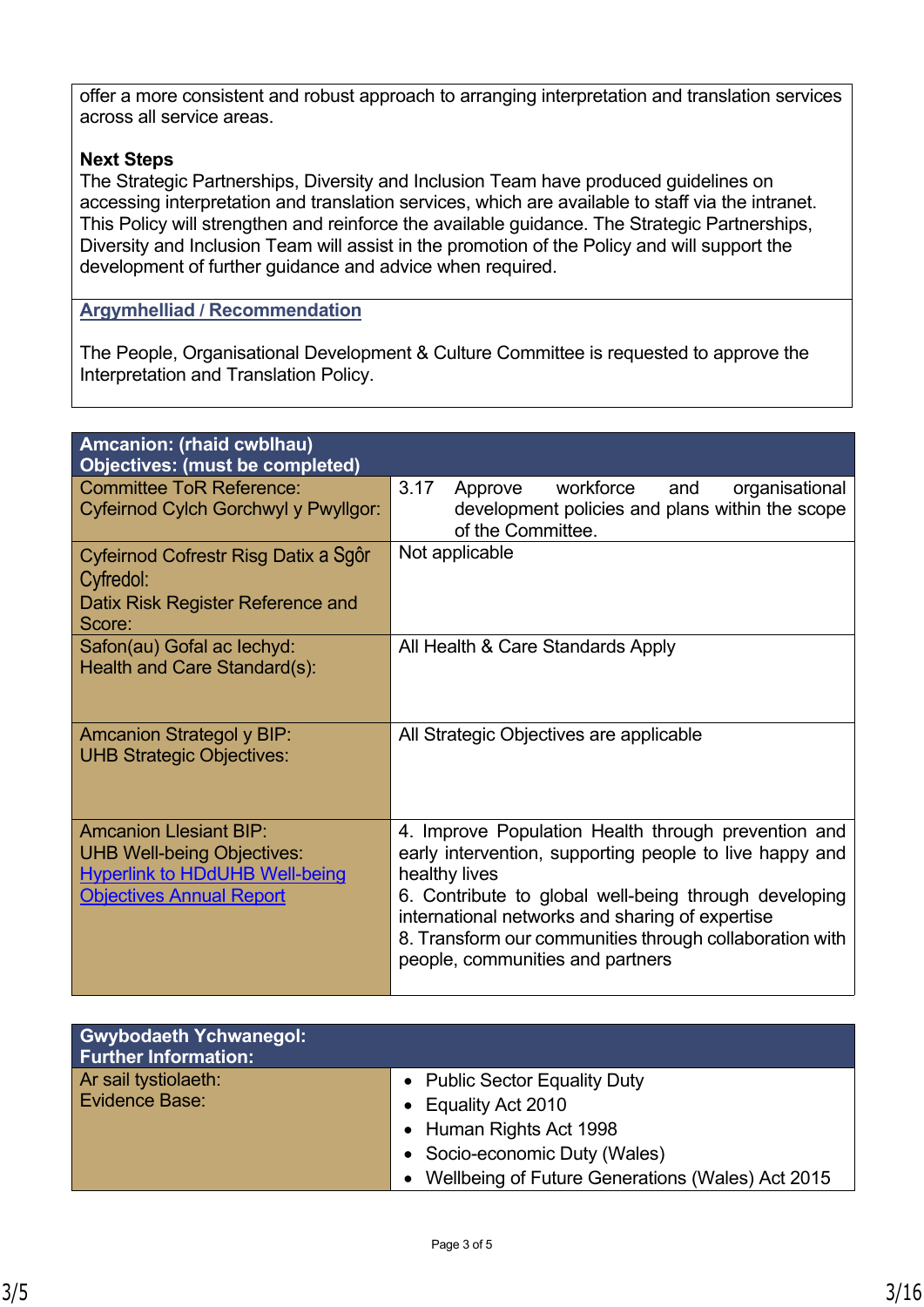offer a more consistent and robust approach to arranging interpretation and translation services across all service areas.

**Next Steps**
The Strategic Partnerships, Diversity and Inclusion Team have produced guidelines on accessing interpretation and translation services, which are available to staff via the intranet. This Policy will strengthen and reinforce the available guidance. The Strategic Partnerships, Diversity and Inclusion Team will assist in the promotion of the Policy and will support the development of further guidance and advice when required.

**Argymhelliad / Recommendation**

The People, Organisational Development & Culture Committee is requested to approve the Interpretation and Translation Policy.

| **Amcanion: (rhaid cwblhau)<br>Objectives: (must be completed)** | |
|---|---|
| Committee ToR Reference:<br>Cyfeirnod Cylch Gorchwyl y Pwyllgor: | 3.17 Approve workforce and organisational development policies and plans within the scope of the Committee. |
| Cyfeirnod Cofrestr Risg Datix a Sgôr Cyfredol:<br>Datix Risk Register Reference and Score: | Not applicable |
| Safon(au) Gofal ac Iechyd:<br>Health and Care Standard(s): | All Health & Care Standards Apply |
| Amcanion Strategol y BIP:<br>UHB Strategic Objectives: | All Strategic Objectives are applicable |
| Amcanion Llesiant BIP:<br>UHB Well-being Objectives:<br>Hyperlink to HDdUHB Well-being Objectives Annual Report | 4. Improve Population Health through prevention and early intervention, supporting people to live happy and healthy lives<br>6. Contribute to global well-being through developing international networks and sharing of expertise<br>8. Transform our communities through collaboration with people, communities and partners |

| **Gwybodaeth Ychwanegol:<br>Further Information:** | |
|---|---|
| Ar sail tystiolaeth:<br>Evidence Base: | • Public Sector Equality Duty<br>• Equality Act 2010<br>• Human Rights Act 1998<br>• Socio-economic Duty (Wales)<br>• Wellbeing of Future Generations (Wales) Act 2015 |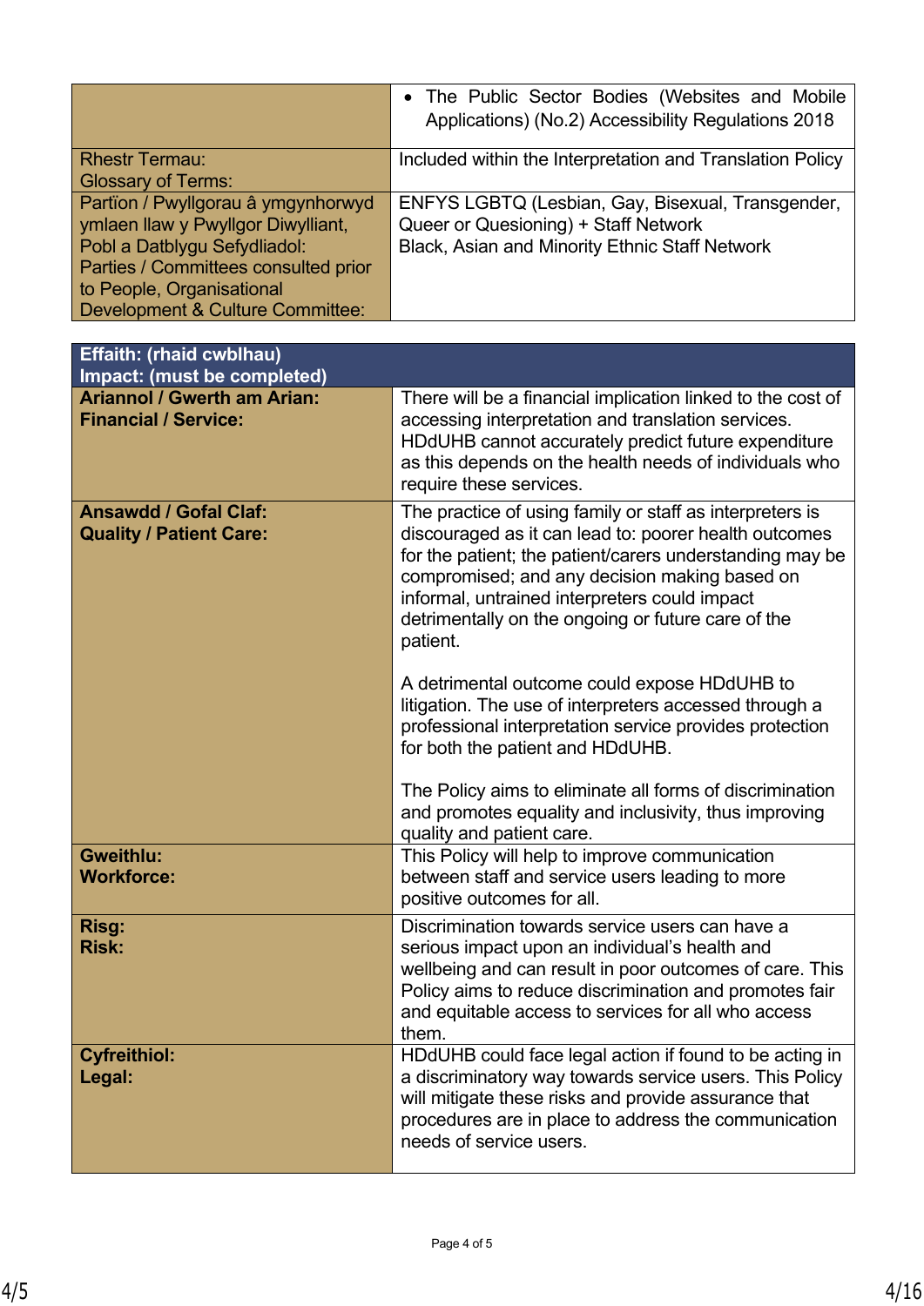| | |
|---|---|
| | • The Public Sector Bodies (Websites and Mobile Applications) (No.2) Accessibility Regulations 2018 |
| Rhestr Termau:<br>Glossary of Terms: | Included within the Interpretation and Translation Policy |
| Partïon / Pwyllgorau â ymgynhorwyd ymlaen llaw y Pwyllgor Diwylliant, Pobl a Datblygu Sefydliadol:<br>Parties / Committees consulted prior to People, Organisational Development & Culture Committee: | ENFYS LGBTQ (Lesbian, Gay, Bisexual, Transgender, Queer or Quesioning) + Staff Network<br>Black, Asian and Minority Ethnic Staff Network |

| **Effaith: (rhaid cwblhau)<br>Impact: (must be completed)** | |
|---|---|
| **Ariannol / Gwerth am Arian:<br>Financial / Service:** | There will be a financial implication linked to the cost of accessing interpretation and translation services. HDdUHB cannot accurately predict future expenditure as this depends on the health needs of individuals who require these services. |
| **Ansawdd / Gofal Claf:<br>Quality / Patient Care:** | The practice of using family or staff as interpreters is discouraged as it can lead to: poorer health outcomes for the patient; the patient/carers understanding may be compromised; and any decision making based on informal, untrained interpreters could impact detrimentally on the ongoing or future care of the patient.<br><br>A detrimental outcome could expose HDdUHB to litigation. The use of interpreters accessed through a professional interpretation service provides protection for both the patient and HDdUHB.<br><br>The Policy aims to eliminate all forms of discrimination and promotes equality and inclusivity, thus improving quality and patient care. |
| **Gweithlu:<br>Workforce:** | This Policy will help to improve communication between staff and service users leading to more positive outcomes for all. |
| **Risg:<br>Risk:** | Discrimination towards service users can have a serious impact upon an individual's health and wellbeing and can result in poor outcomes of care. This Policy aims to reduce discrimination and promotes fair and equitable access to services for all who access them. |
| **Cyfreithiol:<br>Legal:** | HDdUHB could face legal action if found to be acting in a discriminatory way towards service users. This Policy will mitigate these risks and provide assurance that procedures are in place to address the communication needs of service users. |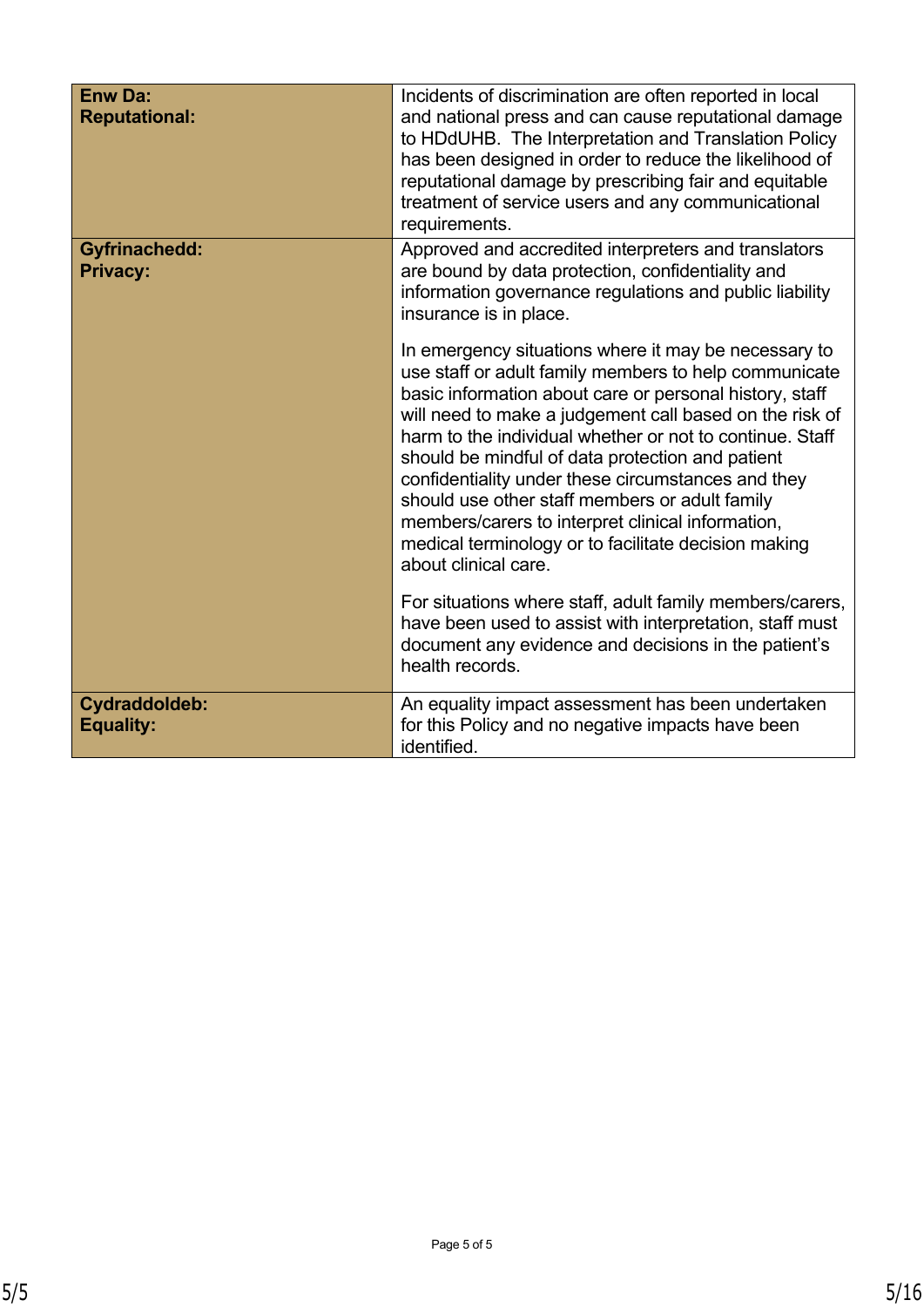| | |
|---|---|
| **Enw Da:**<br>**Reputational:** | Incidents of discrimination are often reported in local and national press and can cause reputational damage to HDdUHB. The Interpretation and Translation Policy has been designed in order to reduce the likelihood of reputational damage by prescribing fair and equitable treatment of service users and any communicational requirements. |
| **Gyfrinachedd:**<br>**Privacy:** | Approved and accredited interpreters and translators are bound by data protection, confidentiality and information governance regulations and public liability insurance is in place.<br><br>In emergency situations where it may be necessary to use staff or adult family members to help communicate basic information about care or personal history, staff will need to make a judgement call based on the risk of harm to the individual whether or not to continue. Staff should be mindful of data protection and patient confidentiality under these circumstances and they should use other staff members or adult family members/carers to interpret clinical information, medical terminology or to facilitate decision making about clinical care.<br><br>For situations where staff, adult family members/carers, have been used to assist with interpretation, staff must document any evidence and decisions in the patient's health records. |
| **Cydraddoldeb:**<br>**Equality:** | An equality impact assessment has been undertaken for this Policy and no negative impacts have been identified. |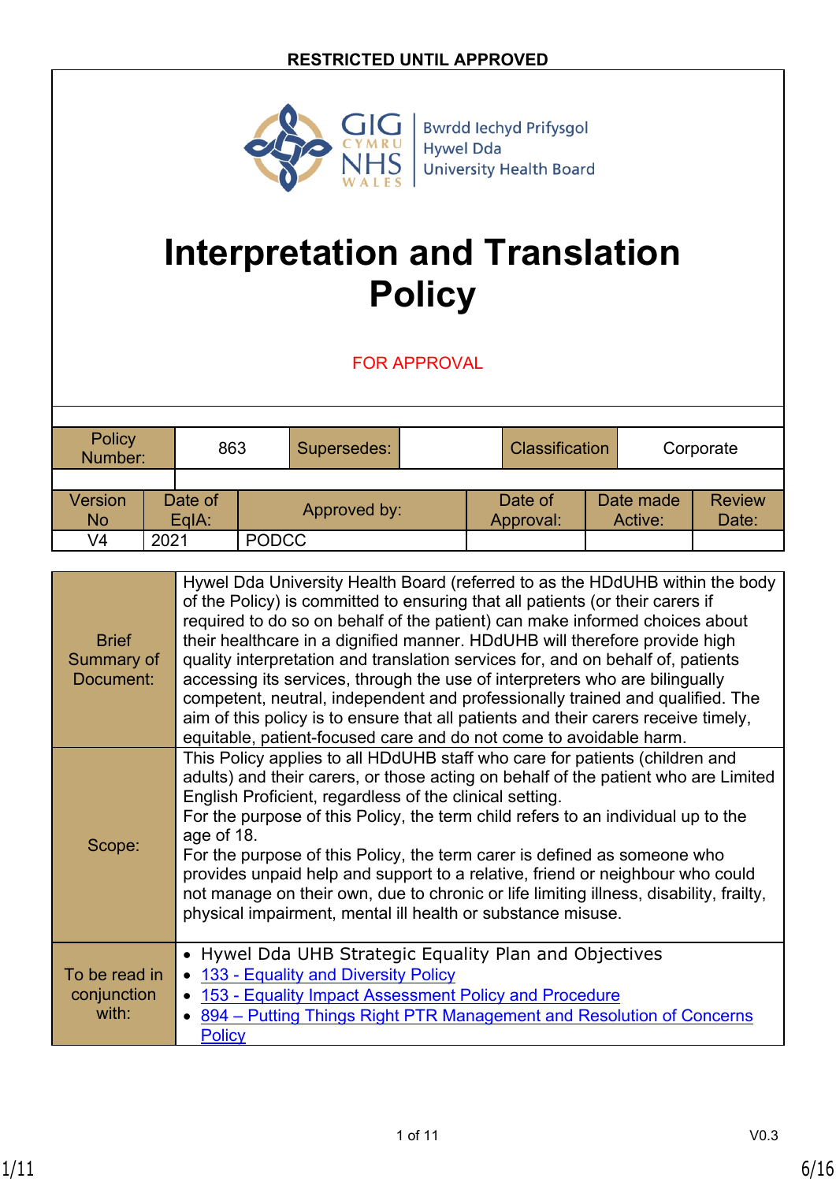**RESTRICTED UNTIL APPROVED**

Bwrdd Iechyd Prifysgol Hywel Dda University Health Board

# Interpretation and Translation Policy

FOR APPROVAL

| Policy Number: | 863 | Supersedes: | | Classification | Corporate |
|---|---|---|---|---|---|

| Version No | Date of EqIA: | Approved by: | Date of Approval: | Date made Active: | Review Date: |
|---|---|---|---|---|---|
| V4 | 2021 | PODCC | | | |

| | |
|---|---|
| Brief Summary of Document: | Hywel Dda University Health Board (referred to as the HDdUHB within the body of the Policy) is committed to ensuring that all patients (or their carers if required to do so on behalf of the patient) can make informed choices about their healthcare in a dignified manner. HDdUHB will therefore provide high quality interpretation and translation services for, and on behalf of, patients accessing its services, through the use of interpreters who are bilingually competent, neutral, independent and professionally trained and qualified. The aim of this policy is to ensure that all patients and their carers receive timely, equitable, patient-focused care and do not come to avoidable harm. |
| Scope: | This Policy applies to all HDdUHB staff who care for patients (children and adults) and their carers, or those acting on behalf of the patient who are Limited English Proficient, regardless of the clinical setting.<br>For the purpose of this Policy, the term child refers to an individual up to the age of 18.<br>For the purpose of this Policy, the term carer is defined as someone who provides unpaid help and support to a relative, friend or neighbour who could not manage on their own, due to chronic or life limiting illness, disability, frailty, physical impairment, mental ill health or substance misuse. |
| To be read in conjunction with: | • Hywel Dda UHB Strategic Equality Plan and Objectives<br>• 133 - Equality and Diversity Policy<br>• 153 - Equality Impact Assessment Policy and Procedure<br>• 894 – Putting Things Right PTR Management and Resolution of Concerns Policy |

V0.3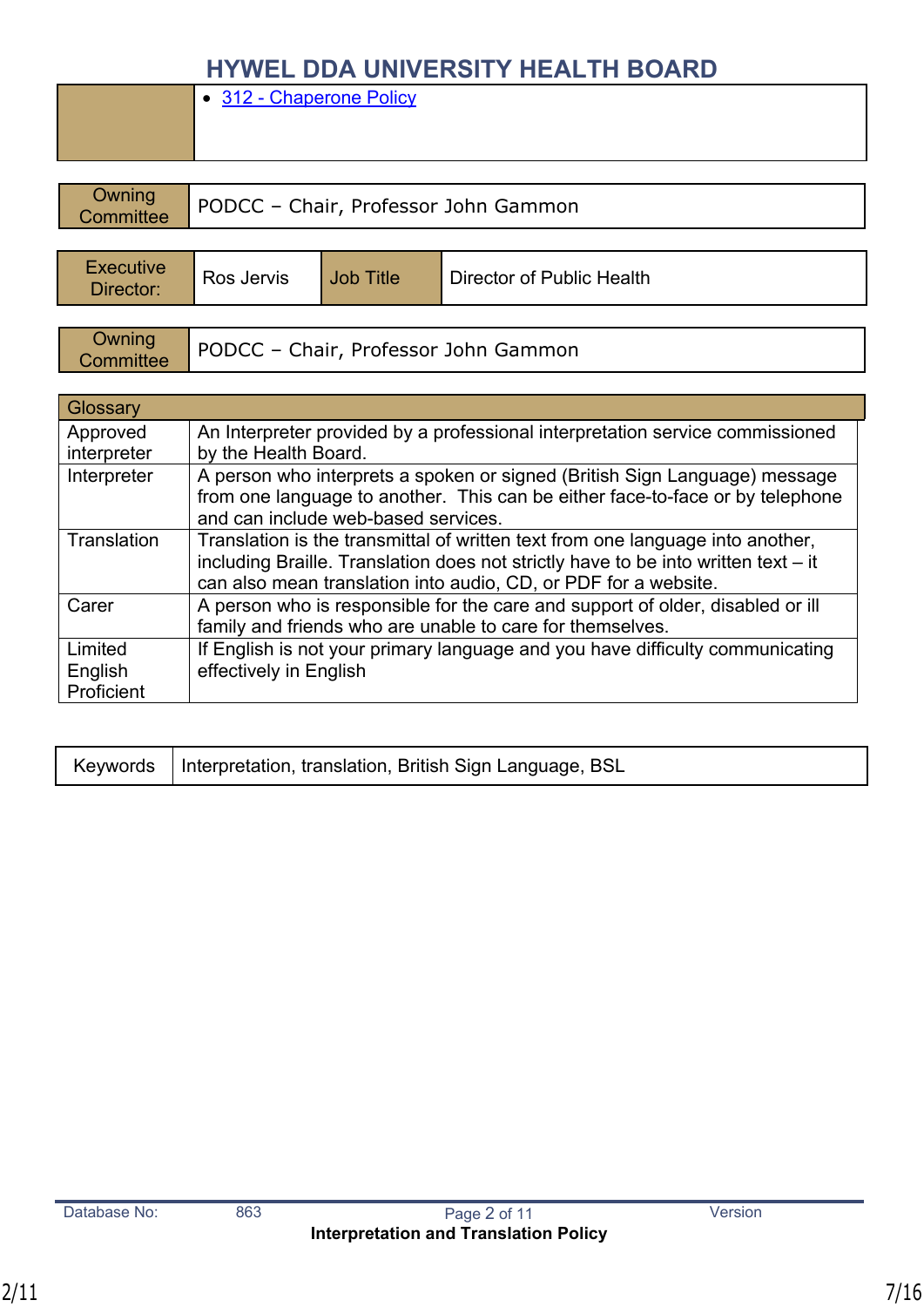# HYWEL DDA UNIVERSITY HEALTH BOARD

| | |
|---|---|
| | • 312 - Chaperone Policy |

| | |
|---|---|
| Owning Committee | PODCC – Chair, Professor John Gammon |

| | | | |
|---|---|---|---|
| Executive Director: | Ros Jervis | Job Title | Director of Public Health |

| | |
|---|---|
| Owning Committee | PODCC – Chair, Professor John Gammon |

| Glossary | |
|---|---|
| Approved interpreter | An Interpreter provided by a professional interpretation service commissioned by the Health Board. |
| Interpreter | A person who interprets a spoken or signed (British Sign Language) message from one language to another. This can be either face-to-face or by telephone and can include web-based services. |
| Translation | Translation is the transmittal of written text from one language into another, including Braille. Translation does not strictly have to be into written text – it can also mean translation into audio, CD, or PDF for a website. |
| Carer | A person who is responsible for the care and support of older, disabled or ill family and friends who are unable to care for themselves. |
| Limited English Proficient | If English is not your primary language and you have difficulty communicating effectively in English |

| | |
|---|---|
| Keywords | Interpretation, translation, British Sign Language, BSL |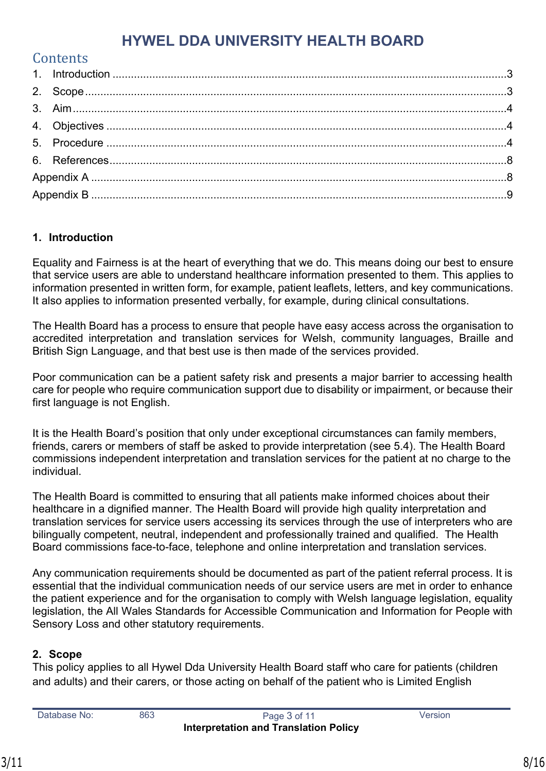# HYWEL DDA UNIVERSITY HEALTH BOARD

## Contents

1. Introduction ....................................................................................................3
2. Scope ...............................................................................................................3
3. Aim ..................................................................................................................4
4. Objectives .......................................................................................................4
5. Procedure ........................................................................................................4
6. References .......................................................................................................8

Appendix A ..........................................................................................................8

Appendix B ..........................................................................................................9

## 1. Introduction

Equality and Fairness is at the heart of everything that we do. This means doing our best to ensure that service users are able to understand healthcare information presented to them. This applies to information presented in written form, for example, patient leaflets, letters, and key communications. It also applies to information presented verbally, for example, during clinical consultations.

The Health Board has a process to ensure that people have easy access across the organisation to accredited interpretation and translation services for Welsh, community languages, Braille and British Sign Language, and that best use is then made of the services provided.

Poor communication can be a patient safety risk and presents a major barrier to accessing health care for people who require communication support due to disability or impairment, or because their first language is not English.

It is the Health Board's position that only under exceptional circumstances can family members, friends, carers or members of staff be asked to provide interpretation (see 5.4). The Health Board commissions independent interpretation and translation services for the patient at no charge to the individual.

The Health Board is committed to ensuring that all patients make informed choices about their healthcare in a dignified manner. The Health Board will provide high quality interpretation and translation services for service users accessing its services through the use of interpreters who are bilingually competent, neutral, independent and professionally trained and qualified. The Health Board commissions face-to-face, telephone and online interpretation and translation services.

Any communication requirements should be documented as part of the patient referral process. It is essential that the individual communication needs of our service users are met in order to enhance the patient experience and for the organisation to comply with Welsh language legislation, equality legislation, the All Wales Standards for Accessible Communication and Information for People with Sensory Loss and other statutory requirements.

## 2. Scope

This policy applies to all Hywel Dda University Health Board staff who care for patients (children and adults) and their carers, or those acting on behalf of the patient who is Limited English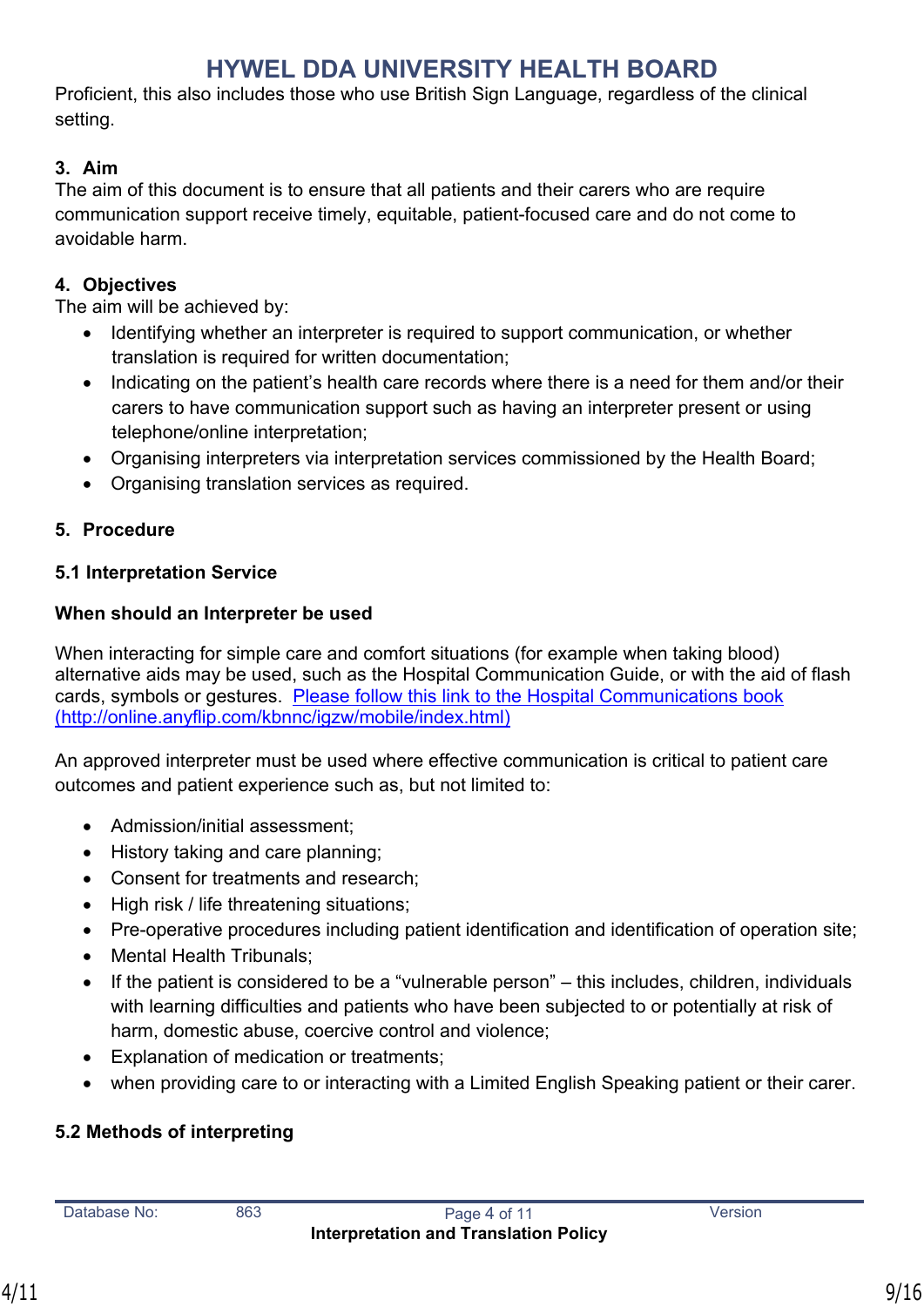Proficient, this also includes those who use British Sign Language, regardless of the clinical setting.

**3. Aim**

The aim of this document is to ensure that all patients and their carers who are require communication support receive timely, equitable, patient-focused care and do not come to avoidable harm.

**4. Objectives**

The aim will be achieved by:

- Identifying whether an interpreter is required to support communication, or whether translation is required for written documentation;
- Indicating on the patient's health care records where there is a need for them and/or their carers to have communication support such as having an interpreter present or using telephone/online interpretation;
- Organising interpreters via interpretation services commissioned by the Health Board;
- Organising translation services as required.

**5. Procedure**

**5.1 Interpretation Service**

**When should an Interpreter be used**

When interacting for simple care and comfort situations (for example when taking blood) alternative aids may be used, such as the Hospital Communication Guide, or with the aid of flash cards, symbols or gestures. [Please follow this link to the Hospital Communications book (http://online.anyflip.com/kbnnc/igzw/mobile/index.html)](http://online.anyflip.com/kbnnc/igzw/mobile/index.html)

An approved interpreter must be used where effective communication is critical to patient care outcomes and patient experience such as, but not limited to:

- Admission/initial assessment;
- History taking and care planning;
- Consent for treatments and research;
- High risk / life threatening situations;
- Pre-operative procedures including patient identification and identification of operation site;
- Mental Health Tribunals;
- If the patient is considered to be a "vulnerable person" – this includes, children, individuals with learning difficulties and patients who have been subjected to or potentially at risk of harm, domestic abuse, coercive control and violence;
- Explanation of medication or treatments;
- when providing care to or interacting with a Limited English Speaking patient or their carer.

**5.2 Methods of interpreting**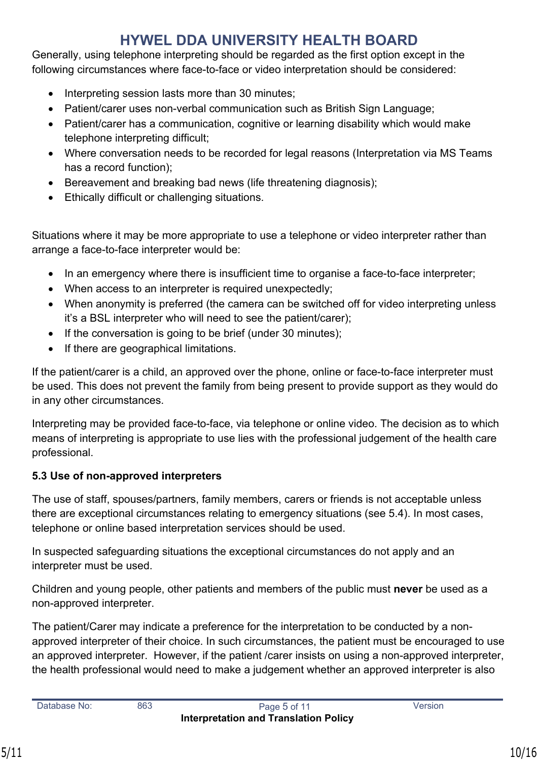Generally, using telephone interpreting should be regarded as the first option except in the following circumstances where face-to-face or video interpretation should be considered:

- Interpreting session lasts more than 30 minutes;
- Patient/carer uses non-verbal communication such as British Sign Language;
- Patient/carer has a communication, cognitive or learning disability which would make telephone interpreting difficult;
- Where conversation needs to be recorded for legal reasons (Interpretation via MS Teams has a record function);
- Bereavement and breaking bad news (life threatening diagnosis);
- Ethically difficult or challenging situations.

Situations where it may be more appropriate to use a telephone or video interpreter rather than arrange a face-to-face interpreter would be:

- In an emergency where there is insufficient time to organise a face-to-face interpreter;
- When access to an interpreter is required unexpectedly;
- When anonymity is preferred (the camera can be switched off for video interpreting unless it's a BSL interpreter who will need to see the patient/carer);
- If the conversation is going to be brief (under 30 minutes);
- If there are geographical limitations.

If the patient/carer is a child, an approved over the phone, online or face-to-face interpreter must be used. This does not prevent the family from being present to provide support as they would do in any other circumstances.

Interpreting may be provided face-to-face, via telephone or online video. The decision as to which means of interpreting is appropriate to use lies with the professional judgement of the health care professional.

### 5.3 Use of non-approved interpreters

The use of staff, spouses/partners, family members, carers or friends is not acceptable unless there are exceptional circumstances relating to emergency situations (see 5.4). In most cases, telephone or online based interpretation services should be used.

In suspected safeguarding situations the exceptional circumstances do not apply and an interpreter must be used.

Children and young people, other patients and members of the public must **never** be used as a non-approved interpreter.

The patient/Carer may indicate a preference for the interpretation to be conducted by a non-approved interpreter of their choice. In such circumstances, the patient must be encouraged to use an approved interpreter. However, if the patient /carer insists on using a non-approved interpreter, the health professional would need to make a judgement whether an approved interpreter is also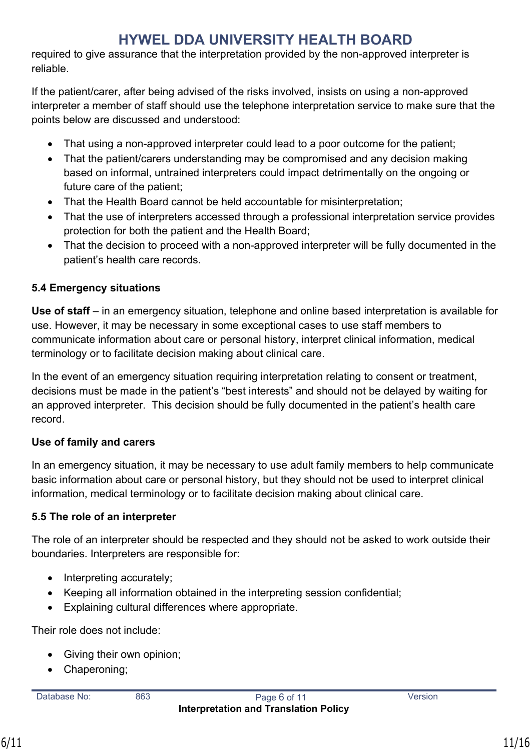required to give assurance that the interpretation provided by the non-approved interpreter is reliable.

If the patient/carer, after being advised of the risks involved, insists on using a non-approved interpreter a member of staff should use the telephone interpretation service to make sure that the points below are discussed and understood:

- That using a non-approved interpreter could lead to a poor outcome for the patient;
- That the patient/carers understanding may be compromised and any decision making based on informal, untrained interpreters could impact detrimentally on the ongoing or future care of the patient;
- That the Health Board cannot be held accountable for misinterpretation;
- That the use of interpreters accessed through a professional interpretation service provides protection for both the patient and the Health Board;
- That the decision to proceed with a non-approved interpreter will be fully documented in the patient's health care records.

**5.4 Emergency situations**

**Use of staff** – in an emergency situation, telephone and online based interpretation is available for use. However, it may be necessary in some exceptional cases to use staff members to communicate information about care or personal history, interpret clinical information, medical terminology or to facilitate decision making about clinical care.

In the event of an emergency situation requiring interpretation relating to consent or treatment, decisions must be made in the patient's "best interests" and should not be delayed by waiting for an approved interpreter. This decision should be fully documented in the patient's health care record.

**Use of family and carers**

In an emergency situation, it may be necessary to use adult family members to help communicate basic information about care or personal history, but they should not be used to interpret clinical information, medical terminology or to facilitate decision making about clinical care.

**5.5 The role of an interpreter**

The role of an interpreter should be respected and they should not be asked to work outside their boundaries. Interpreters are responsible for:

- Interpreting accurately;
- Keeping all information obtained in the interpreting session confidential;
- Explaining cultural differences where appropriate.

Their role does not include:

- Giving their own opinion;
- Chaperoning;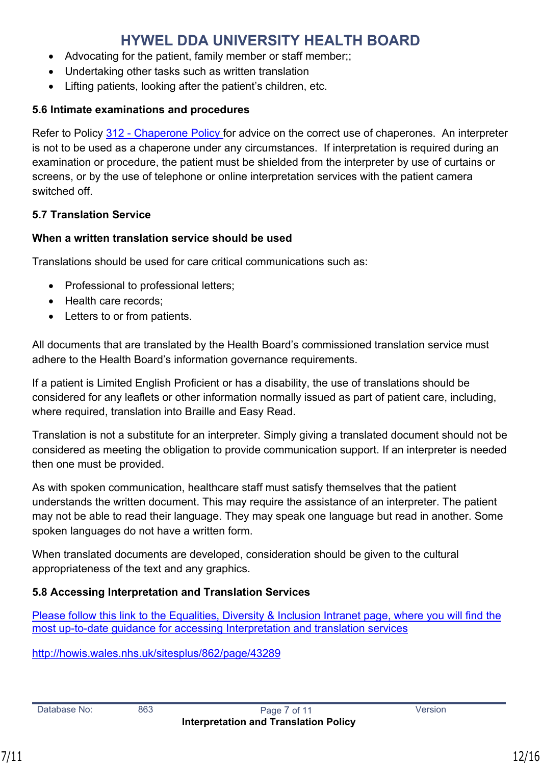- Advocating for the patient, family member or staff member;;
- Undertaking other tasks such as written translation
- Lifting patients, looking after the patient's children, etc.

### 5.6 Intimate examinations and procedures

Refer to Policy [312 - Chaperone Policy ](#)for advice on the correct use of chaperones. An interpreter is not to be used as a chaperone under any circumstances. If interpretation is required during an examination or procedure, the patient must be shielded from the interpreter by use of curtains or screens, or by the use of telephone or online interpretation services with the patient camera switched off.

### 5.7 Translation Service

**When a written translation service should be used**

Translations should be used for care critical communications such as:

- Professional to professional letters;
- Health care records;
- Letters to or from patients.

All documents that are translated by the Health Board's commissioned translation service must adhere to the Health Board's information governance requirements.

If a patient is Limited English Proficient or has a disability, the use of translations should be considered for any leaflets or other information normally issued as part of patient care, including, where required, translation into Braille and Easy Read.

Translation is not a substitute for an interpreter. Simply giving a translated document should not be considered as meeting the obligation to provide communication support. If an interpreter is needed then one must be provided.

As with spoken communication, healthcare staff must satisfy themselves that the patient understands the written document. This may require the assistance of an interpreter. The patient may not be able to read their language. They may speak one language but read in another. Some spoken languages do not have a written form.

When translated documents are developed, consideration should be given to the cultural appropriateness of the text and any graphics.

### 5.8 Accessing Interpretation and Translation Services

[Please follow this link to the Equalities, Diversity & Inclusion Intranet page, where you will find the most up-to-date guidance for accessing Interpretation and translation services](http://howis.wales.nhs.uk/sitesplus/862/page/43289)

http://howis.wales.nhs.uk/sitesplus/862/page/43289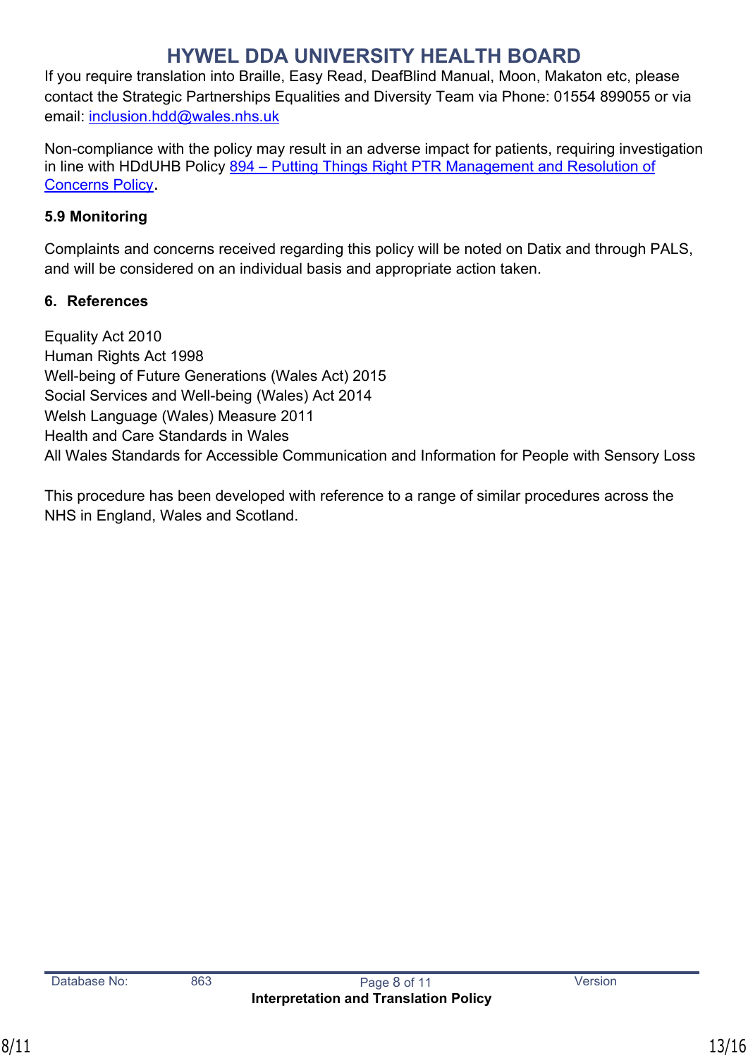If you require translation into Braille, Easy Read, DeafBlind Manual, Moon, Makaton etc, please contact the Strategic Partnerships Equalities and Diversity Team via Phone: 01554 899055 or via email: [inclusion.hdd@wales.nhs.uk](mailto:inclusion.hdd@wales.nhs.uk)

Non-compliance with the policy may result in an adverse impact for patients, requiring investigation in line with HDdUHB Policy [894 – Putting Things Right PTR Management and Resolution of Concerns Policy](#).

**5.9 Monitoring**

Complaints and concerns received regarding this policy will be noted on Datix and through PALS, and will be considered on an individual basis and appropriate action taken.

## 6. References

Equality Act 2010
Human Rights Act 1998
Well-being of Future Generations (Wales Act) 2015
Social Services and Well-being (Wales) Act 2014
Welsh Language (Wales) Measure 2011
Health and Care Standards in Wales
All Wales Standards for Accessible Communication and Information for People with Sensory Loss

This procedure has been developed with reference to a range of similar procedures across the NHS in England, Wales and Scotland.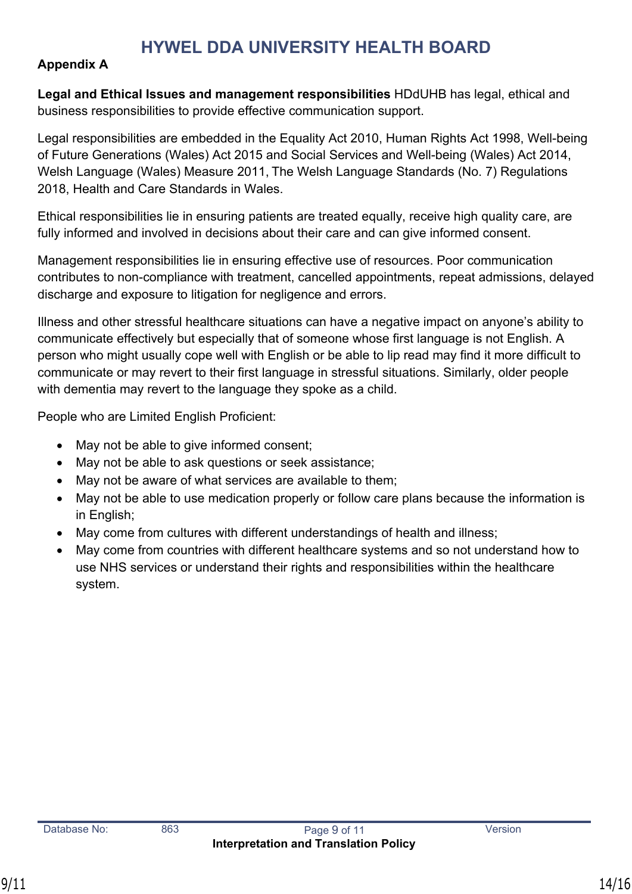**Appendix A**

**Legal and Ethical Issues and management responsibilities** HDdUHB has legal, ethical and business responsibilities to provide effective communication support.

Legal responsibilities are embedded in the Equality Act 2010, Human Rights Act 1998, Well-being of Future Generations (Wales) Act 2015 and Social Services and Well-being (Wales) Act 2014, Welsh Language (Wales) Measure 2011, The Welsh Language Standards (No. 7) Regulations 2018, Health and Care Standards in Wales.

Ethical responsibilities lie in ensuring patients are treated equally, receive high quality care, are fully informed and involved in decisions about their care and can give informed consent.

Management responsibilities lie in ensuring effective use of resources. Poor communication contributes to non-compliance with treatment, cancelled appointments, repeat admissions, delayed discharge and exposure to litigation for negligence and errors.

Illness and other stressful healthcare situations can have a negative impact on anyone's ability to communicate effectively but especially that of someone whose first language is not English. A person who might usually cope well with English or be able to lip read may find it more difficult to communicate or may revert to their first language in stressful situations. Similarly, older people with dementia may revert to the language they spoke as a child.

People who are Limited English Proficient:

- May not be able to give informed consent;
- May not be able to ask questions or seek assistance;
- May not be aware of what services are available to them;
- May not be able to use medication properly or follow care plans because the information is in English;
- May come from cultures with different understandings of health and illness;
- May come from countries with different healthcare systems and so not understand how to use NHS services or understand their rights and responsibilities within the healthcare system.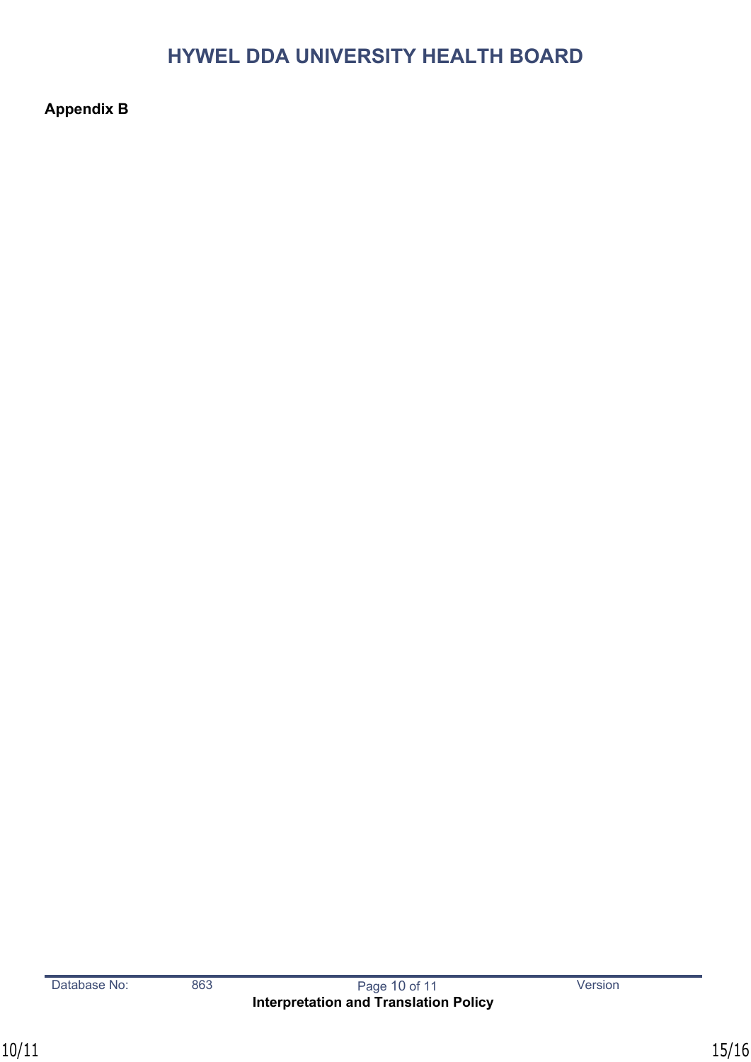**Appendix B**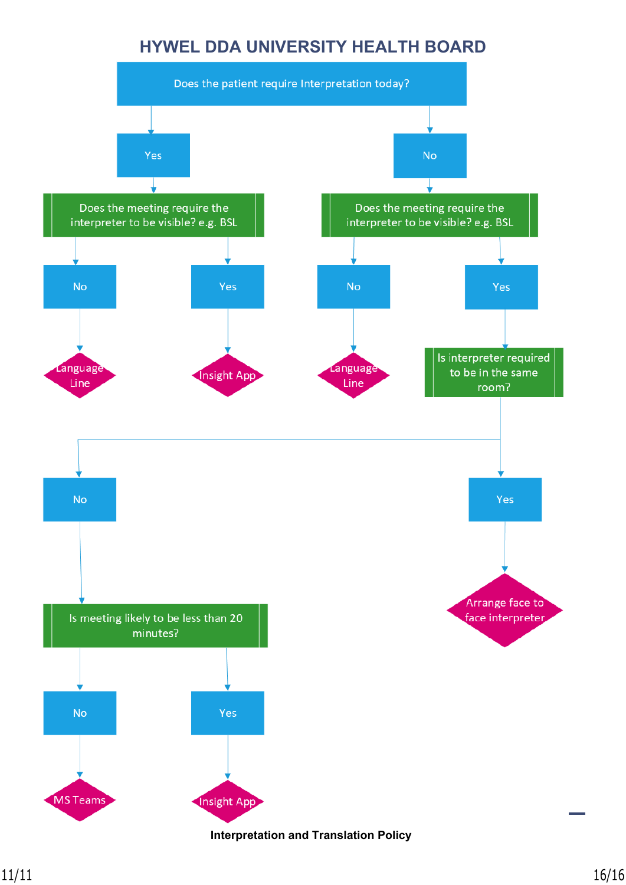# HYWEL DDA UNIVERSITY HEALTH BOARD

Does the patient require Interpretation today?

Yes

Does the meeting require the interpreter to be visible? e.g. BSL

No

Language Line

Yes

Insight App

No

Does the meeting require the interpreter to be visible? e.g. BSL

No

Language Line

Yes

Is interpreter required to be in the same room?

No

Is meeting likely to be less than 20 minutes?

No

MS Teams

Yes

Insight App

Yes

Arrange face to face interpreter

Interpretation and Translation Policy